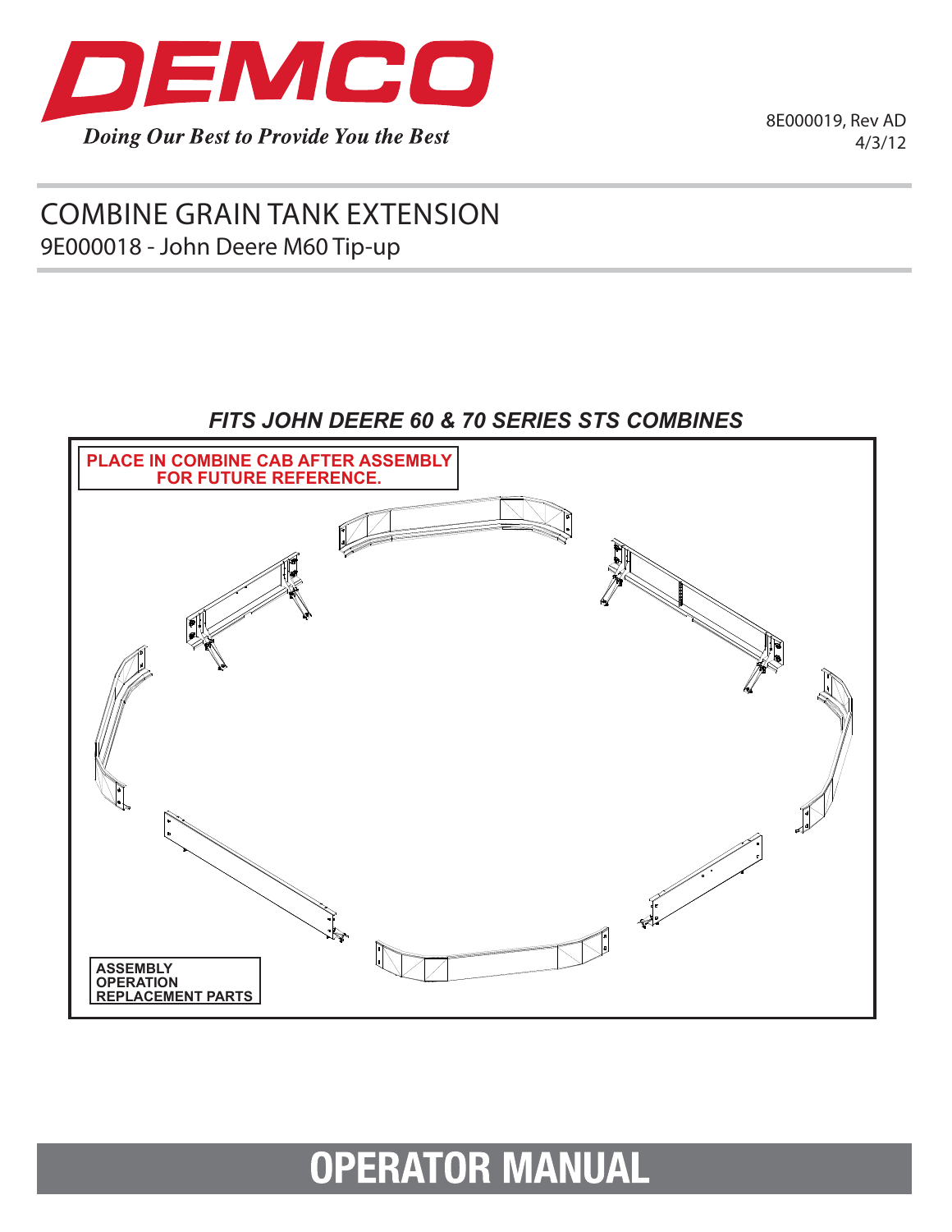# DEMCO

*Doing Our Best to Provide You the Best*

8E000019, Rev AD
4/3/12

# COMBINE GRAIN TANK EXTENSION

## 9E000018 - John Deere M60 Tip-up

***FITS JOHN DEERE 60 & 70 SERIES STS COMBINES***

**PLACE IN COMBINE CAB AFTER ASSEMBLY FOR FUTURE REFERENCE.**

**ASSEMBLY**
**OPERATION**
**REPLACEMENT PARTS**

# OPERATOR MANUAL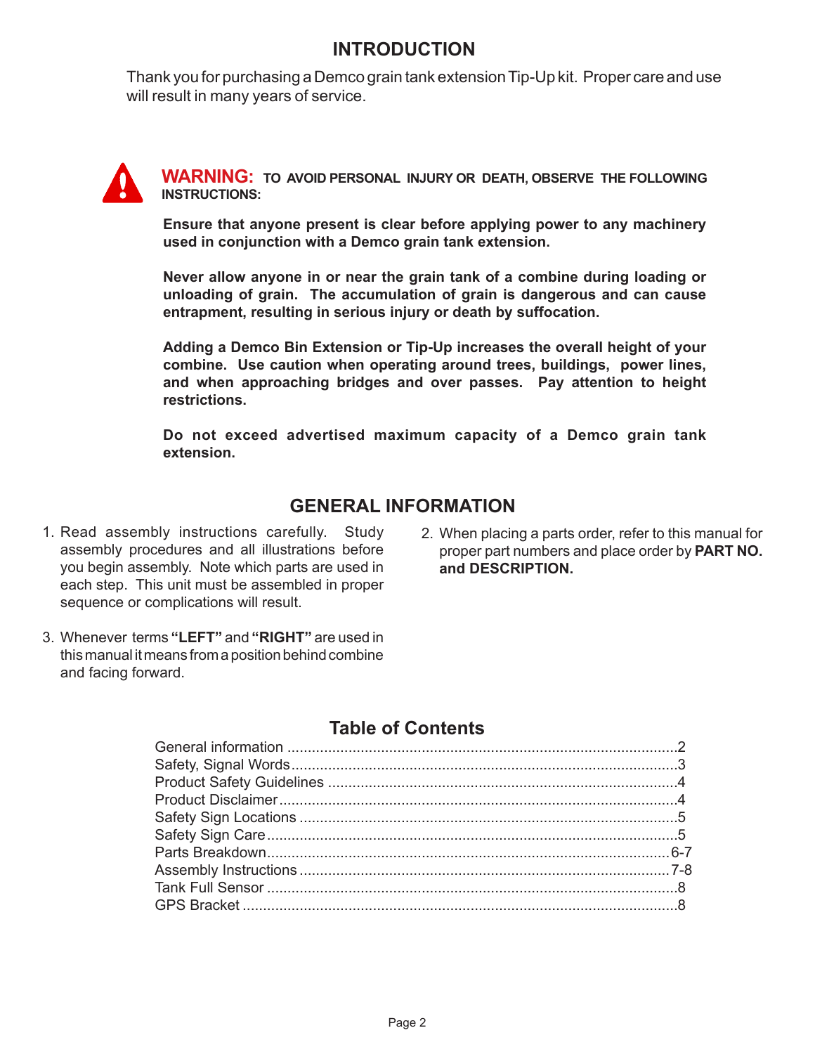# INTRODUCTION

Thank you for purchasing a Demco grain tank extension Tip-Up kit. Proper care and use will result in many years of service.

**WARNING:** **TO AVOID PERSONAL INJURY OR DEATH, OBSERVE THE FOLLOWING INSTRUCTIONS:**

**Ensure that anyone present is clear before applying power to any machinery used in conjunction with a Demco grain tank extension.**

**Never allow anyone in or near the grain tank of a combine during loading or unloading of grain. The accumulation of grain is dangerous and can cause entrapment, resulting in serious injury or death by suffocation.**

**Adding a Demco Bin Extension or Tip-Up increases the overall height of your combine. Use caution when operating around trees, buildings, power lines, and when approaching bridges and over passes. Pay attention to height restrictions.**

**Do not exceed advertised maximum capacity of a Demco grain tank extension.**

# GENERAL INFORMATION

1. Read assembly instructions carefully. Study assembly procedures and all illustrations before you begin assembly. Note which parts are used in each step. This unit must be assembled in proper sequence or complications will result.
2. When placing a parts order, refer to this manual for proper part numbers and place order by **PART NO. and DESCRIPTION.**
3. Whenever terms **"LEFT"** and **"RIGHT"** are used in this manual it means from a position behind combine and facing forward.

## Table of Contents

General information ....................................................2
Safety, Signal Words....................................................3
Product Safety Guidelines ..............................................4
Product Disclaimer.......................................................4
Safety Sign Locations ...................................................5
Safety Sign Care.........................................................5
Parts Breakdown.........................................................6-7
Assembly Instructions ...................................................7-8
Tank Full Sensor ........................................................8
GPS Bracket ............................................................8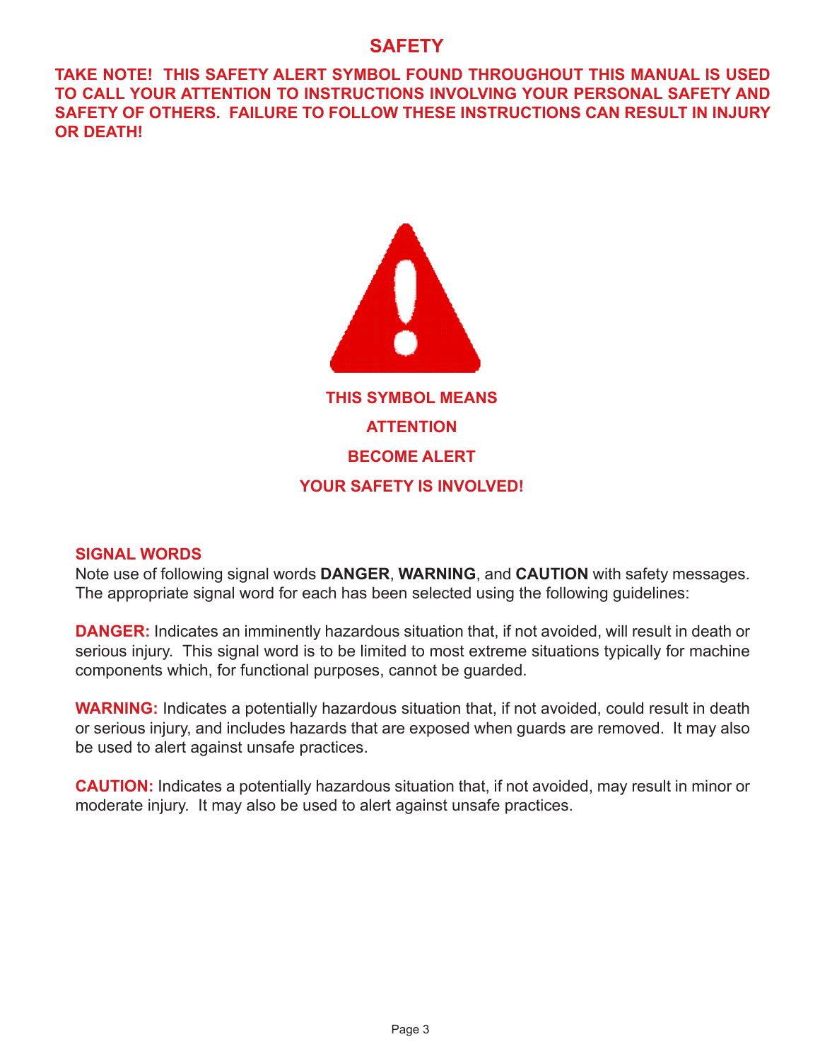# SAFETY

**TAKE NOTE! THIS SAFETY ALERT SYMBOL FOUND THROUGHOUT THIS MANUAL IS USED TO CALL YOUR ATTENTION TO INSTRUCTIONS INVOLVING YOUR PERSONAL SAFETY AND SAFETY OF OTHERS. FAILURE TO FOLLOW THESE INSTRUCTIONS CAN RESULT IN INJURY OR DEATH!**

**THIS SYMBOL MEANS**

**ATTENTION**

**BECOME ALERT**

**YOUR SAFETY IS INVOLVED!**

## SIGNAL WORDS

Note use of following signal words **DANGER**, **WARNING**, and **CAUTION** with safety messages. The appropriate signal word for each has been selected using the following guidelines:

**DANGER:** Indicates an imminently hazardous situation that, if not avoided, will result in death or serious injury. This signal word is to be limited to most extreme situations typically for machine components which, for functional purposes, cannot be guarded.

**WARNING:** Indicates a potentially hazardous situation that, if not avoided, could result in death or serious injury, and includes hazards that are exposed when guards are removed. It may also be used to alert against unsafe practices.

**CAUTION:** Indicates a potentially hazardous situation that, if not avoided, may result in minor or moderate injury. It may also be used to alert against unsafe practices.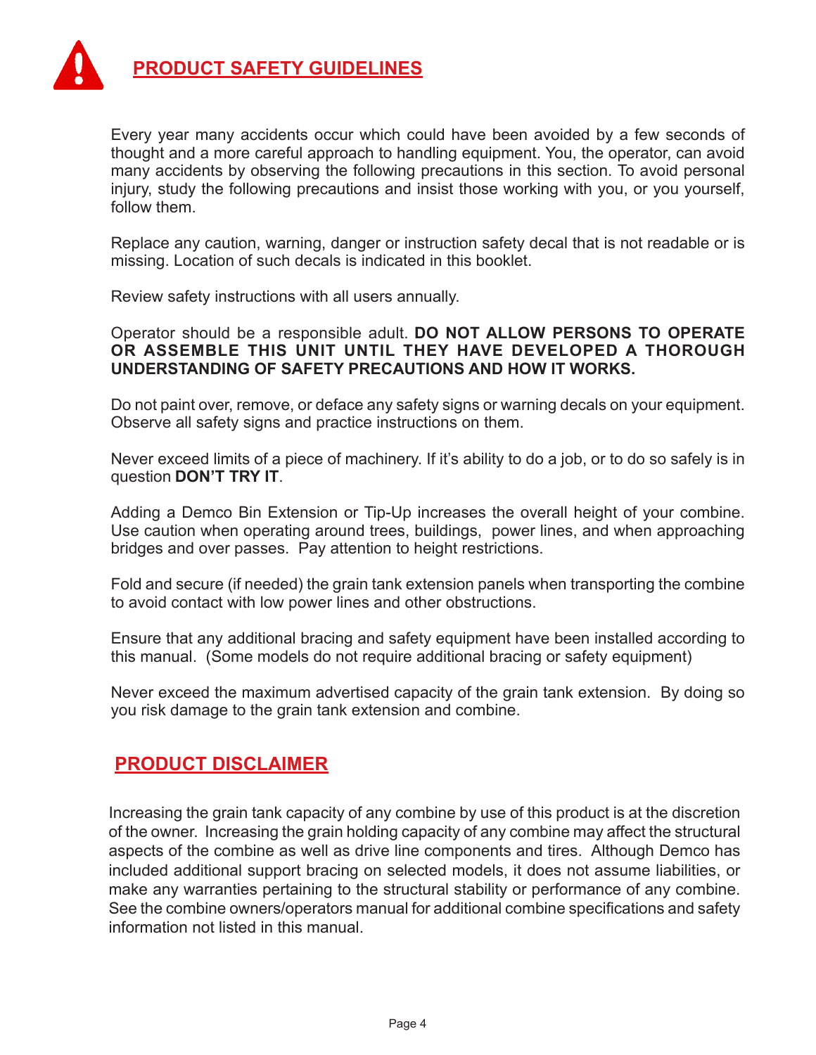## PRODUCT SAFETY GUIDELINES

Every year many accidents occur which could have been avoided by a few seconds of thought and a more careful approach to handling equipment. You, the operator, can avoid many accidents by observing the following precautions in this section. To avoid personal injury, study the following precautions and insist those working with you, or you yourself, follow them.

Replace any caution, warning, danger or instruction safety decal that is not readable or is missing. Location of such decals is indicated in this booklet.

Review safety instructions with all users annually.

Operator should be a responsible adult. **DO NOT ALLOW PERSONS TO OPERATE OR ASSEMBLE THIS UNIT UNTIL THEY HAVE DEVELOPED A THOROUGH UNDERSTANDING OF SAFETY PRECAUTIONS AND HOW IT WORKS.**

Do not paint over, remove, or deface any safety signs or warning decals on your equipment. Observe all safety signs and practice instructions on them.

Never exceed limits of a piece of machinery. If it's ability to do a job, or to do so safely is in question **DON'T TRY IT**.

Adding a Demco Bin Extension or Tip-Up increases the overall height of your combine. Use caution when operating around trees, buildings, power lines, and when approaching bridges and over passes. Pay attention to height restrictions.

Fold and secure (if needed) the grain tank extension panels when transporting the combine to avoid contact with low power lines and other obstructions.

Ensure that any additional bracing and safety equipment have been installed according to this manual. (Some models do not require additional bracing or safety equipment)

Never exceed the maximum advertised capacity of the grain tank extension. By doing so you risk damage to the grain tank extension and combine.

## PRODUCT DISCLAIMER

Increasing the grain tank capacity of any combine by use of this product is at the discretion of the owner. Increasing the grain holding capacity of any combine may affect the structural aspects of the combine as well as drive line components and tires. Although Demco has included additional support bracing on selected models, it does not assume liabilities, or make any warranties pertaining to the structural stability or performance of any combine. See the combine owners/operators manual for additional combine specifications and safety information not listed in this manual.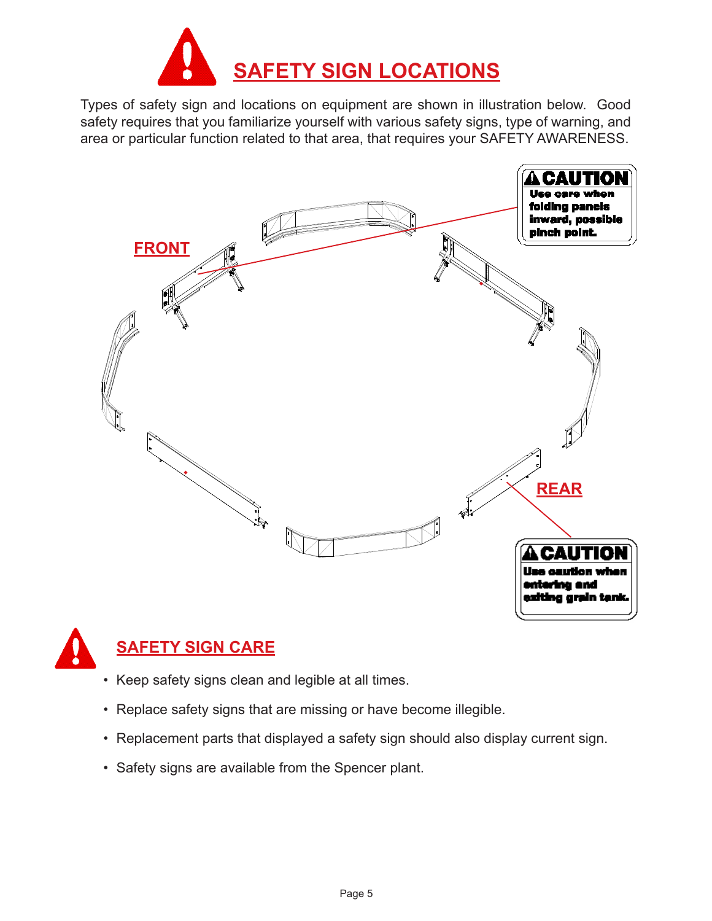# SAFETY SIGN LOCATIONS

Types of safety sign and locations on equipment are shown in illustration below. Good safety requires that you familiarize yourself with various safety signs, type of warning, and area or particular function related to that area, that requires your SAFETY AWARENESS.

FRONT

**CAUTION**
Use care when folding panels inward, possible pinch point.

REAR

**CAUTION**
Use caution when entering and exiting grain tank.

## SAFETY SIGN CARE

- Keep safety signs clean and legible at all times.
- Replace safety signs that are missing or have become illegible.
- Replacement parts that displayed a safety sign should also display current sign.
- Safety signs are available from the Spencer plant.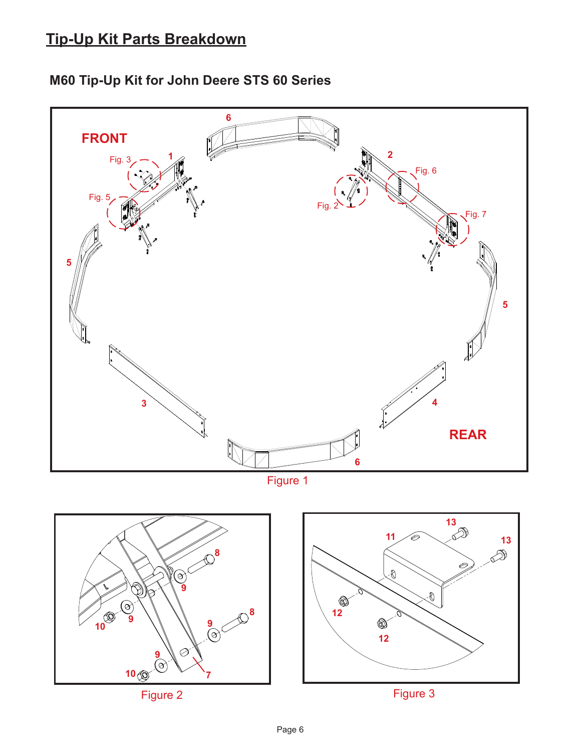# Tip-Up Kit Parts Breakdown

## M60 Tip-Up Kit for John Deere STS 60 Series

Figure 1

Figure 2

Figure 3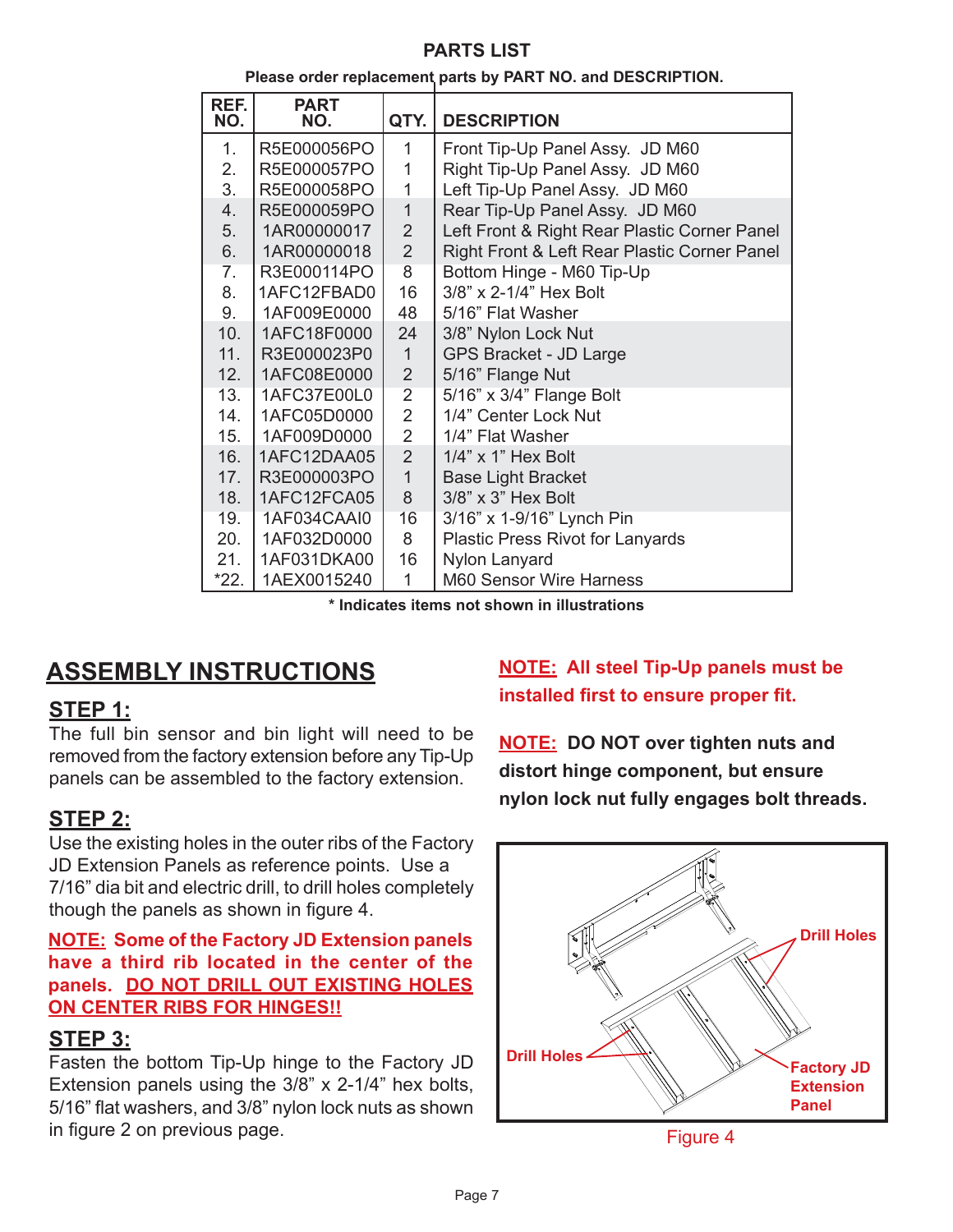## PARTS LIST

**Please order replacement parts by PART NO. and DESCRIPTION.**

| REF. NO. | PART NO. | QTY. | DESCRIPTION |
|---|---|---|---|
| 1. | R5E000056PO | 1 | Front Tip-Up Panel Assy. JD M60 |
| 2. | R5E000057PO | 1 | Right Tip-Up Panel Assy. JD M60 |
| 3. | R5E000058PO | 1 | Left Tip-Up Panel Assy. JD M60 |
| 4. | R5E000059PO | 1 | Rear Tip-Up Panel Assy. JD M60 |
| 5. | 1AR00000017 | 2 | Left Front & Right Rear Plastic Corner Panel |
| 6. | 1AR00000018 | 2 | Right Front & Left Rear Plastic Corner Panel |
| 7. | R3E000114PO | 8 | Bottom Hinge - M60 Tip-Up |
| 8. | 1AFC12FBAD0 | 16 | 3/8" x 2-1/4" Hex Bolt |
| 9. | 1AF009E0000 | 48 | 5/16" Flat Washer |
| 10. | 1AFC18F0000 | 24 | 3/8" Nylon Lock Nut |
| 11. | R3E000023P0 | 1 | GPS Bracket - JD Large |
| 12. | 1AFC08E0000 | 2 | 5/16" Flange Nut |
| 13. | 1AFC37E00L0 | 2 | 5/16" x 3/4" Flange Bolt |
| 14. | 1AFC05D0000 | 2 | 1/4" Center Lock Nut |
| 15. | 1AF009D0000 | 2 | 1/4" Flat Washer |
| 16. | 1AFC12DAA05 | 2 | 1/4" x 1" Hex Bolt |
| 17. | R3E000003PO | 1 | Base Light Bracket |
| 18. | 1AFC12FCA05 | 8 | 3/8" x 3" Hex Bolt |
| 19. | 1AF034CAAI0 | 16 | 3/16" x 1-9/16" Lynch Pin |
| 20. | 1AF032D0000 | 8 | Plastic Press Rivot for Lanyards |
| 21. | 1AF031DKA00 | 16 | Nylon Lanyard |
| *22. | 1AEX0015240 | 1 | M60 Sensor Wire Harness |

**\* Indicates items not shown in illustrations**

## ASSEMBLY INSTRUCTIONS

### STEP 1:

The full bin sensor and bin light will need to be removed from the factory extension before any Tip-Up panels can be assembled to the factory extension.

### STEP 2:

Use the existing holes in the outer ribs of the Factory JD Extension Panels as reference points. Use a 7/16" dia bit and electric drill, to drill holes completely though the panels as shown in figure 4.

**NOTE: Some of the Factory JD Extension panels have a third rib located in the center of the panels. DO NOT DRILL OUT EXISTING HOLES ON CENTER RIBS FOR HINGES!!**

### STEP 3:

Fasten the bottom Tip-Up hinge to the Factory JD Extension panels using the 3/8" x 2-1/4" hex bolts, 5/16" flat washers, and 3/8" nylon lock nuts as shown in figure 2 on previous page.

**NOTE: All steel Tip-Up panels must be installed first to ensure proper fit.**

**NOTE: DO NOT over tighten nuts and distort hinge component, but ensure nylon lock nut fully engages bolt threads.**

Drill Holes

Drill Holes

Factory JD Extension Panel

Figure 4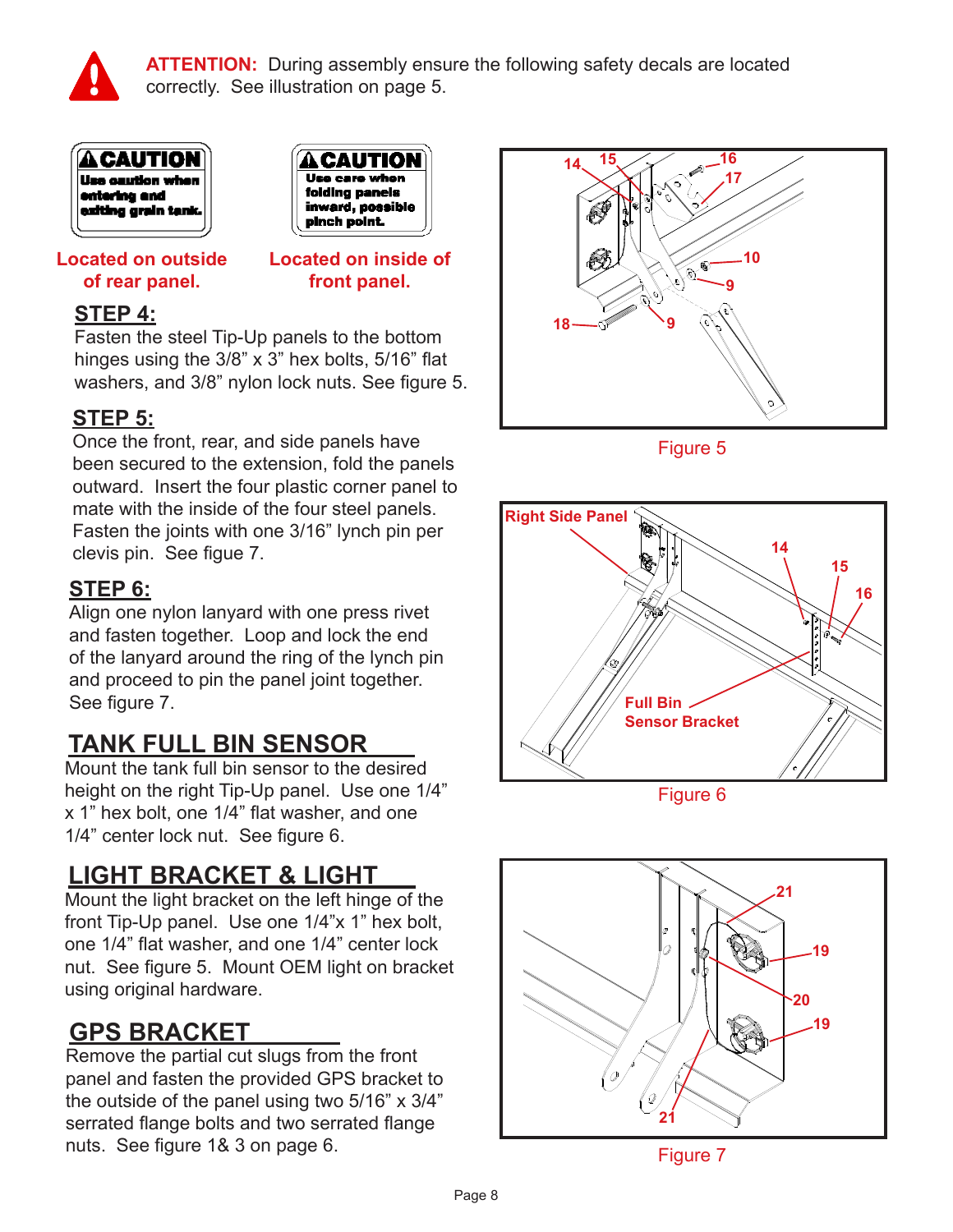**ATTENTION:** During assembly ensure the following safety decals are located correctly. See illustration on page 5.

**⚠CAUTION**
Use caution when entering and exiting grain tank.

**Located on outside of rear panel.**

**⚠CAUTION**
Use care when folding panels inward, possible pinch point.

**Located on inside of front panel.**

## STEP 4:

Fasten the steel Tip-Up panels to the bottom hinges using the 3/8" x 3" hex bolts, 5/16" flat washers, and 3/8" nylon lock nuts. See figure 5.

## STEP 5:

Once the front, rear, and side panels have been secured to the extension, fold the panels outward. Insert the four plastic corner panel to mate with the inside of the four steel panels. Fasten the joints with one 3/16" lynch pin per clevis pin. See figue 7.

## STEP 6:

Align one nylon lanyard with one press rivet and fasten together. Loop and lock the end of the lanyard around the ring of the lynch pin and proceed to pin the panel joint together. See figure 7.

## TANK FULL BIN SENSOR

Mount the tank full bin sensor to the desired height on the right Tip-Up panel. Use one 1/4" x 1" hex bolt, one 1/4" flat washer, and one 1/4" center lock nut. See figure 6.

## LIGHT BRACKET & LIGHT

Mount the light bracket on the left hinge of the front Tip-Up panel. Use one 1/4"x 1" hex bolt, one 1/4" flat washer, and one 1/4" center lock nut. See figure 5. Mount OEM light on bracket using original hardware.

## GPS BRACKET

Remove the partial cut slugs from the front panel and fasten the provided GPS bracket to the outside of the panel using two 5/16" x 3/4" serrated flange bolts and two serrated flange nuts. See figure 1& 3 on page 6.

14
15
16
17
10
9
18
9

Figure 5

Right Side Panel
14
15
16
Full Bin Sensor Bracket

Figure 6

21
19
20
19
21

Figure 7